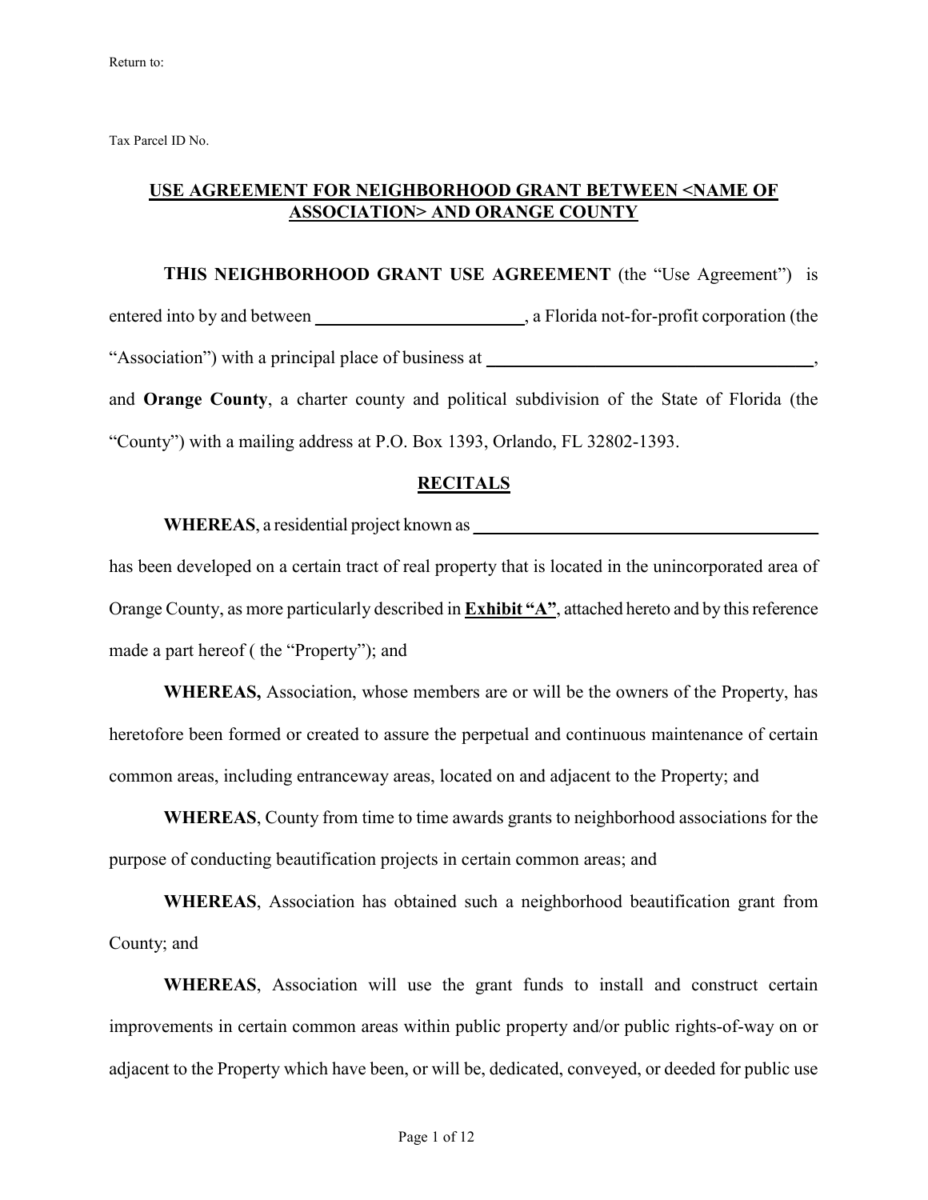Return to:

Tax Parcel ID No.

# USE AGREEMENT FOR NEIGHBORHOOD GRANT BETWEEN <NAME OF ASSOCIATION> AND ORANGE COUNTY

**THIS NEIGHBORHOOD GRANT USE AGREEMENT** (the "Use Agreement") is entered into by and between ________________________, a Florida not-for-profit corporation (the "Association") with a principal place of business at ______________________________________, and **Orange County**, a charter county and political subdivision of the State of Florida (the "County") with a mailing address at P.O. Box 1393, Orlando, FL 32802-1393.

## RECITALS

**WHEREAS**, a residential project known as ________________________________________ has been developed on a certain tract of real property that is located in the unincorporated area of Orange County, as more particularly described in **Exhibit "A"**, attached hereto and by this reference made a part hereof ( the "Property"); and

**WHEREAS,** Association, whose members are or will be the owners of the Property, has heretofore been formed or created to assure the perpetual and continuous maintenance of certain common areas, including entranceway areas, located on and adjacent to the Property; and

**WHEREAS**, County from time to time awards grants to neighborhood associations for the purpose of conducting beautification projects in certain common areas; and

**WHEREAS**, Association has obtained such a neighborhood beautification grant from County; and

**WHEREAS**, Association will use the grant funds to install and construct certain improvements in certain common areas within public property and/or public rights-of-way on or adjacent to the Property which have been, or will be, dedicated, conveyed, or deeded for public use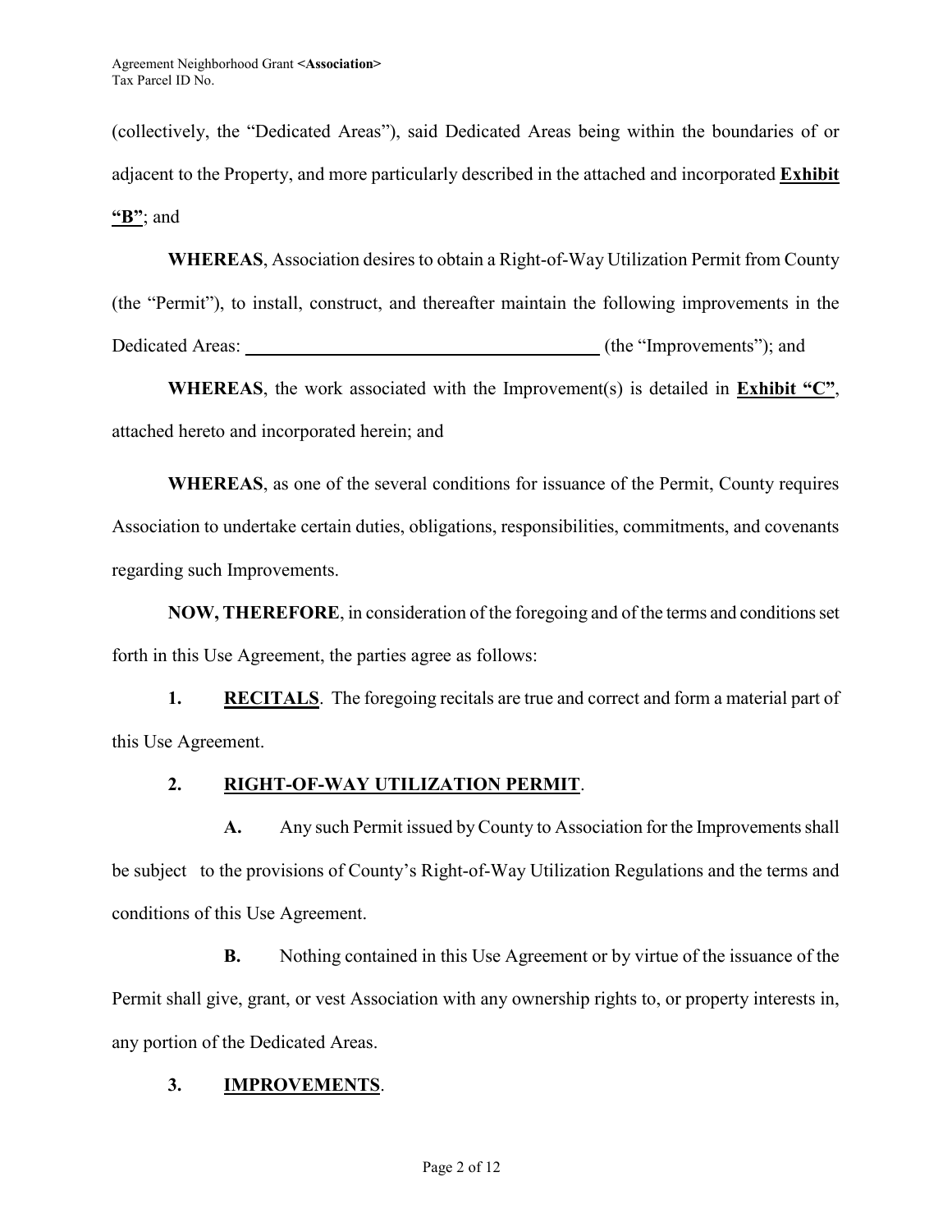(collectively, the "Dedicated Areas"), said Dedicated Areas being within the boundaries of or adjacent to the Property, and more particularly described in the attached and incorporated **Exhibit "B"**; and

**WHEREAS**, Association desires to obtain a Right-of-Way Utilization Permit from County (the "Permit"), to install, construct, and thereafter maintain the following improvements in the Dedicated Areas: ________________________________________ (the "Improvements"); and

**WHEREAS**, the work associated with the Improvement(s) is detailed in **Exhibit "C"**, attached hereto and incorporated herein; and

**WHEREAS**, as one of the several conditions for issuance of the Permit, County requires Association to undertake certain duties, obligations, responsibilities, commitments, and covenants regarding such Improvements.

**NOW, THEREFORE**, in consideration of the foregoing and of the terms and conditions set forth in this Use Agreement, the parties agree as follows:

**1. RECITALS**. The foregoing recitals are true and correct and form a material part of this Use Agreement.

**2. RIGHT-OF-WAY UTILIZATION PERMIT**.

**A.** Any such Permit issued by County to Association for the Improvements shall be subject to the provisions of County's Right-of-Way Utilization Regulations and the terms and conditions of this Use Agreement.

**B.** Nothing contained in this Use Agreement or by virtue of the issuance of the Permit shall give, grant, or vest Association with any ownership rights to, or property interests in, any portion of the Dedicated Areas.

**3. IMPROVEMENTS**.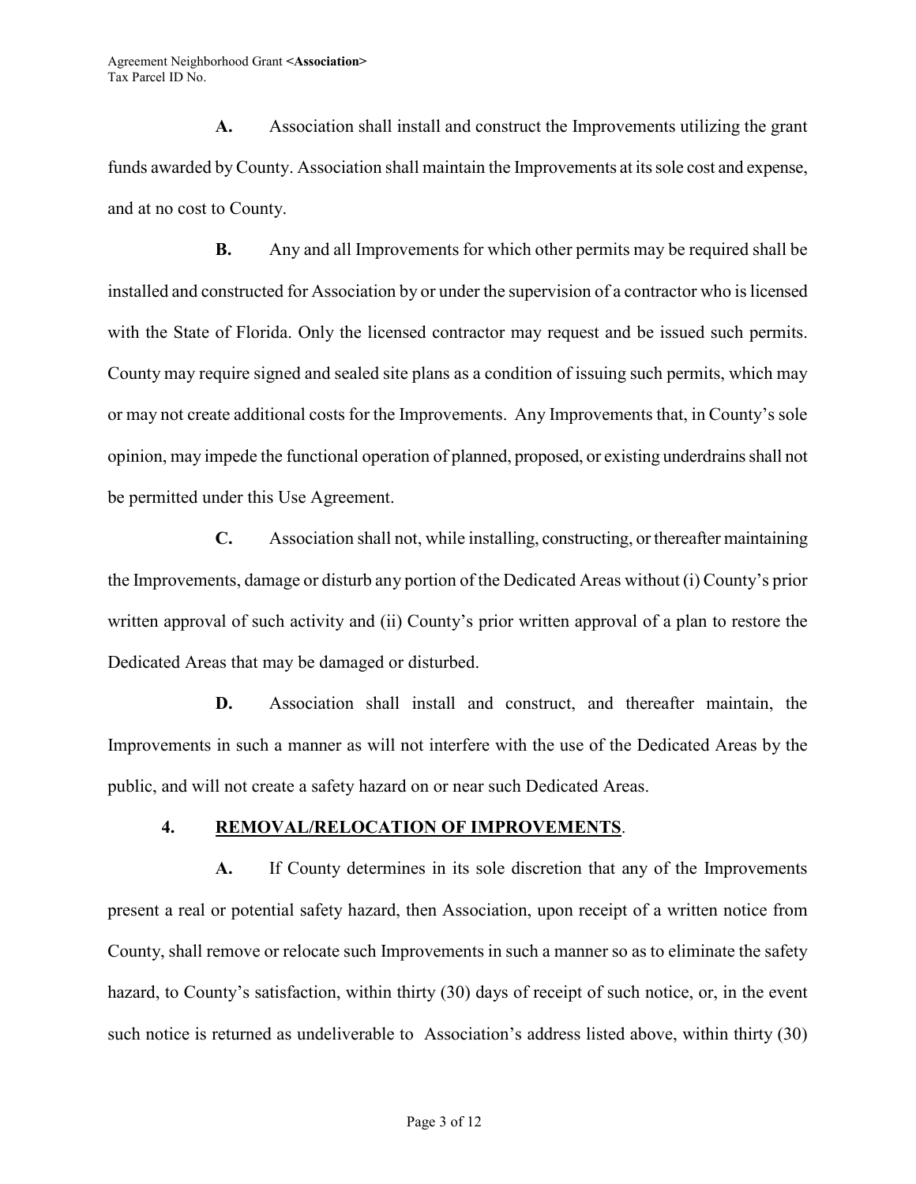**A.** Association shall install and construct the Improvements utilizing the grant funds awarded by County. Association shall maintain the Improvements at its sole cost and expense, and at no cost to County.

**B.** Any and all Improvements for which other permits may be required shall be installed and constructed for Association by or under the supervision of a contractor who is licensed with the State of Florida. Only the licensed contractor may request and be issued such permits. County may require signed and sealed site plans as a condition of issuing such permits, which may or may not create additional costs for the Improvements. Any Improvements that, in County's sole opinion, may impede the functional operation of planned, proposed, or existing underdrains shall not be permitted under this Use Agreement.

**C.** Association shall not, while installing, constructing, or thereafter maintaining the Improvements, damage or disturb any portion of the Dedicated Areas without (i) County's prior written approval of such activity and (ii) County's prior written approval of a plan to restore the Dedicated Areas that may be damaged or disturbed.

**D.** Association shall install and construct, and thereafter maintain, the Improvements in such a manner as will not interfere with the use of the Dedicated Areas by the public, and will not create a safety hazard on or near such Dedicated Areas.

**4. <u>REMOVAL/RELOCATION OF IMPROVEMENTS</u>.**

**A.** If County determines in its sole discretion that any of the Improvements present a real or potential safety hazard, then Association, upon receipt of a written notice from County, shall remove or relocate such Improvements in such a manner so as to eliminate the safety hazard, to County's satisfaction, within thirty (30) days of receipt of such notice, or, in the event such notice is returned as undeliverable to Association's address listed above, within thirty (30)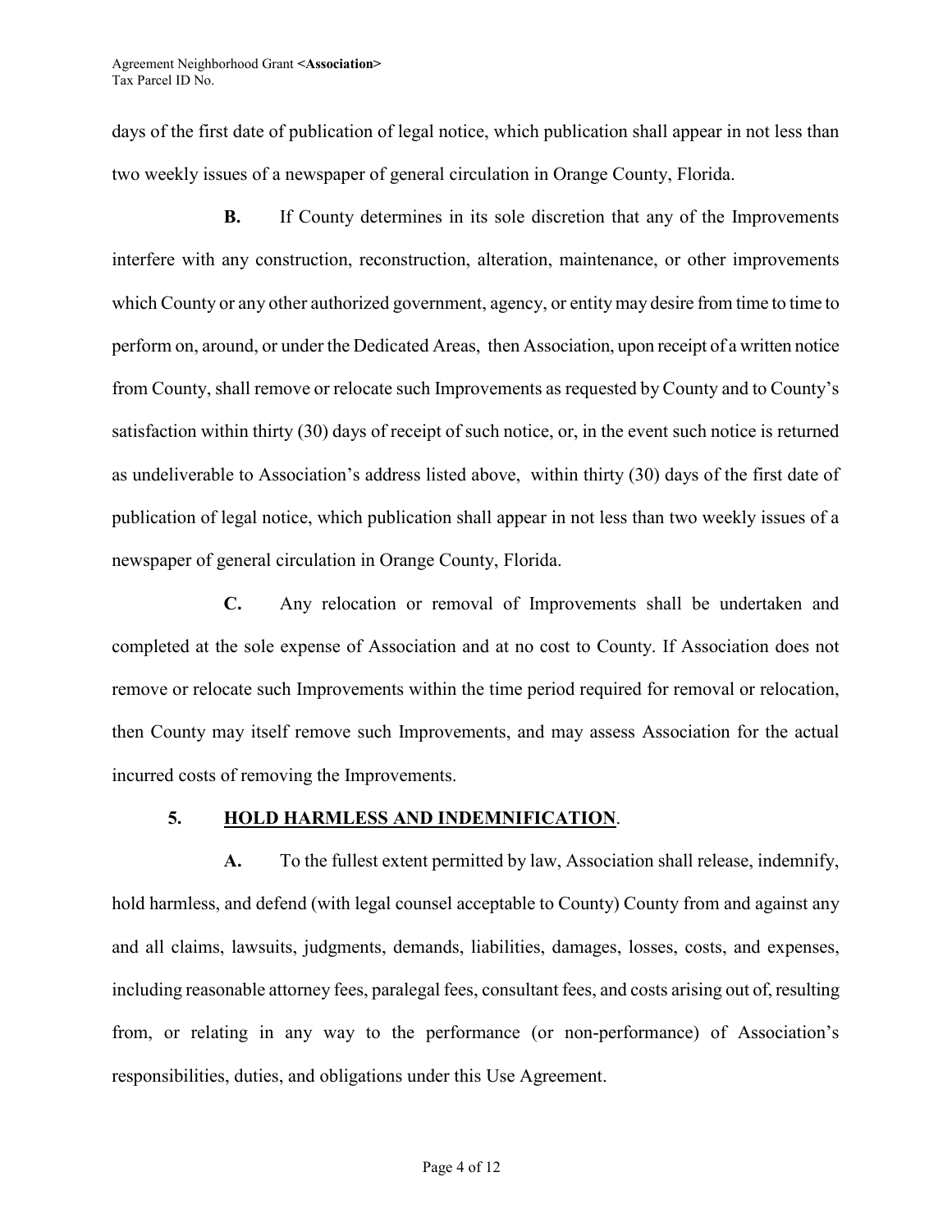days of the first date of publication of legal notice, which publication shall appear in not less than two weekly issues of a newspaper of general circulation in Orange County, Florida.

**B.** If County determines in its sole discretion that any of the Improvements interfere with any construction, reconstruction, alteration, maintenance, or other improvements which County or any other authorized government, agency, or entity may desire from time to time to perform on, around, or under the Dedicated Areas, then Association, upon receipt of a written notice from County, shall remove or relocate such Improvements as requested by County and to County's satisfaction within thirty (30) days of receipt of such notice, or, in the event such notice is returned as undeliverable to Association's address listed above, within thirty (30) days of the first date of publication of legal notice, which publication shall appear in not less than two weekly issues of a newspaper of general circulation in Orange County, Florida.

**C.** Any relocation or removal of Improvements shall be undertaken and completed at the sole expense of Association and at no cost to County. If Association does not remove or relocate such Improvements within the time period required for removal or relocation, then County may itself remove such Improvements, and may assess Association for the actual incurred costs of removing the Improvements.

**5. <u>HOLD HARMLESS AND INDEMNIFICATION</u>.**

**A.** To the fullest extent permitted by law, Association shall release, indemnify, hold harmless, and defend (with legal counsel acceptable to County) County from and against any and all claims, lawsuits, judgments, demands, liabilities, damages, losses, costs, and expenses, including reasonable attorney fees, paralegal fees, consultant fees, and costs arising out of, resulting from, or relating in any way to the performance (or non-performance) of Association's responsibilities, duties, and obligations under this Use Agreement.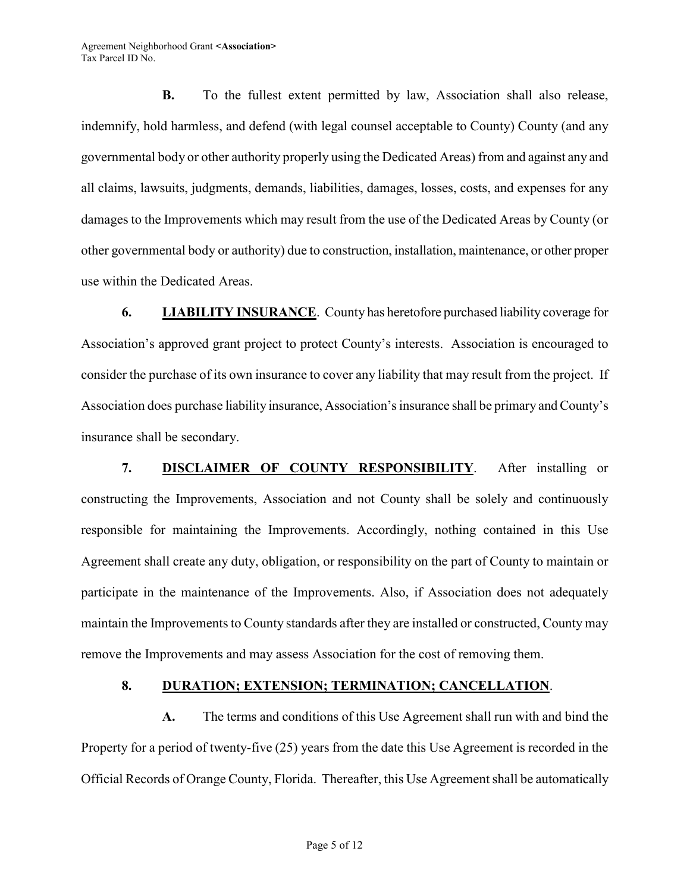**B.** To the fullest extent permitted by law, Association shall also release, indemnify, hold harmless, and defend (with legal counsel acceptable to County) County (and any governmental body or other authority properly using the Dedicated Areas) from and against any and all claims, lawsuits, judgments, demands, liabilities, damages, losses, costs, and expenses for any damages to the Improvements which may result from the use of the Dedicated Areas by County (or other governmental body or authority) due to construction, installation, maintenance, or other proper use within the Dedicated Areas.

**6. LIABILITY INSURANCE**. County has heretofore purchased liability coverage for Association's approved grant project to protect County's interests. Association is encouraged to consider the purchase of its own insurance to cover any liability that may result from the project. If Association does purchase liability insurance, Association's insurance shall be primary and County's insurance shall be secondary.

**7. DISCLAIMER OF COUNTY RESPONSIBILITY**. After installing or constructing the Improvements, Association and not County shall be solely and continuously responsible for maintaining the Improvements. Accordingly, nothing contained in this Use Agreement shall create any duty, obligation, or responsibility on the part of County to maintain or participate in the maintenance of the Improvements. Also, if Association does not adequately maintain the Improvements to County standards after they are installed or constructed, County may remove the Improvements and may assess Association for the cost of removing them.

**8. DURATION; EXTENSION; TERMINATION; CANCELLATION**.

**A.** The terms and conditions of this Use Agreement shall run with and bind the Property for a period of twenty-five (25) years from the date this Use Agreement is recorded in the Official Records of Orange County, Florida. Thereafter, this Use Agreement shall be automatically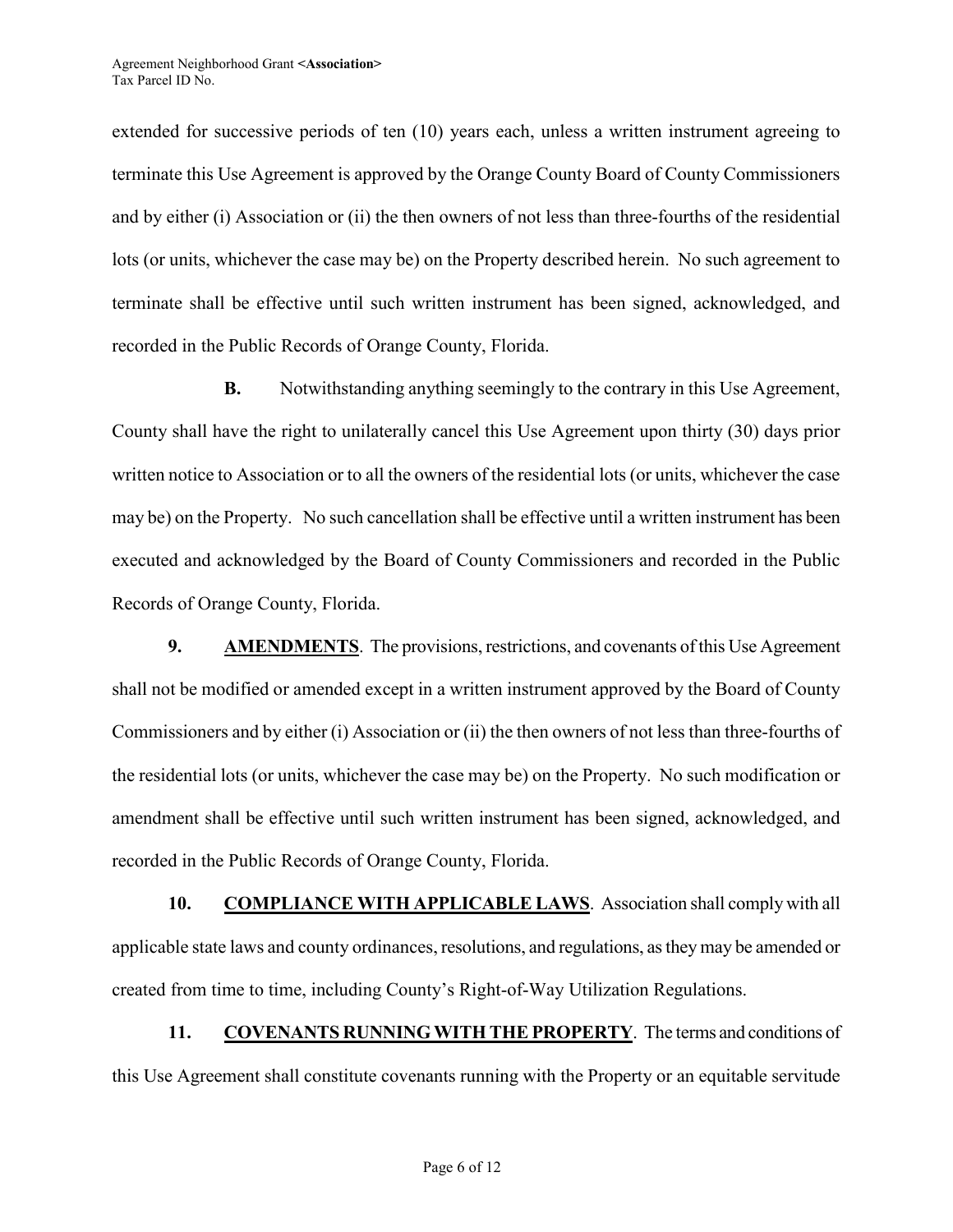extended for successive periods of ten (10) years each, unless a written instrument agreeing to terminate this Use Agreement is approved by the Orange County Board of County Commissioners and by either (i) Association or (ii) the then owners of not less than three-fourths of the residential lots (or units, whichever the case may be) on the Property described herein. No such agreement to terminate shall be effective until such written instrument has been signed, acknowledged, and recorded in the Public Records of Orange County, Florida.

**B.** Notwithstanding anything seemingly to the contrary in this Use Agreement, County shall have the right to unilaterally cancel this Use Agreement upon thirty (30) days prior written notice to Association or to all the owners of the residential lots (or units, whichever the case may be) on the Property. No such cancellation shall be effective until a written instrument has been executed and acknowledged by the Board of County Commissioners and recorded in the Public Records of Orange County, Florida.

**9. AMENDMENTS**. The provisions, restrictions, and covenants of this Use Agreement shall not be modified or amended except in a written instrument approved by the Board of County Commissioners and by either (i) Association or (ii) the then owners of not less than three-fourths of the residential lots (or units, whichever the case may be) on the Property. No such modification or amendment shall be effective until such written instrument has been signed, acknowledged, and recorded in the Public Records of Orange County, Florida.

**10. COMPLIANCE WITH APPLICABLE LAWS**. Association shall comply with all applicable state laws and county ordinances, resolutions, and regulations, as they may be amended or created from time to time, including County's Right-of-Way Utilization Regulations.

**11. COVENANTS RUNNING WITH THE PROPERTY**. The terms and conditions of this Use Agreement shall constitute covenants running with the Property or an equitable servitude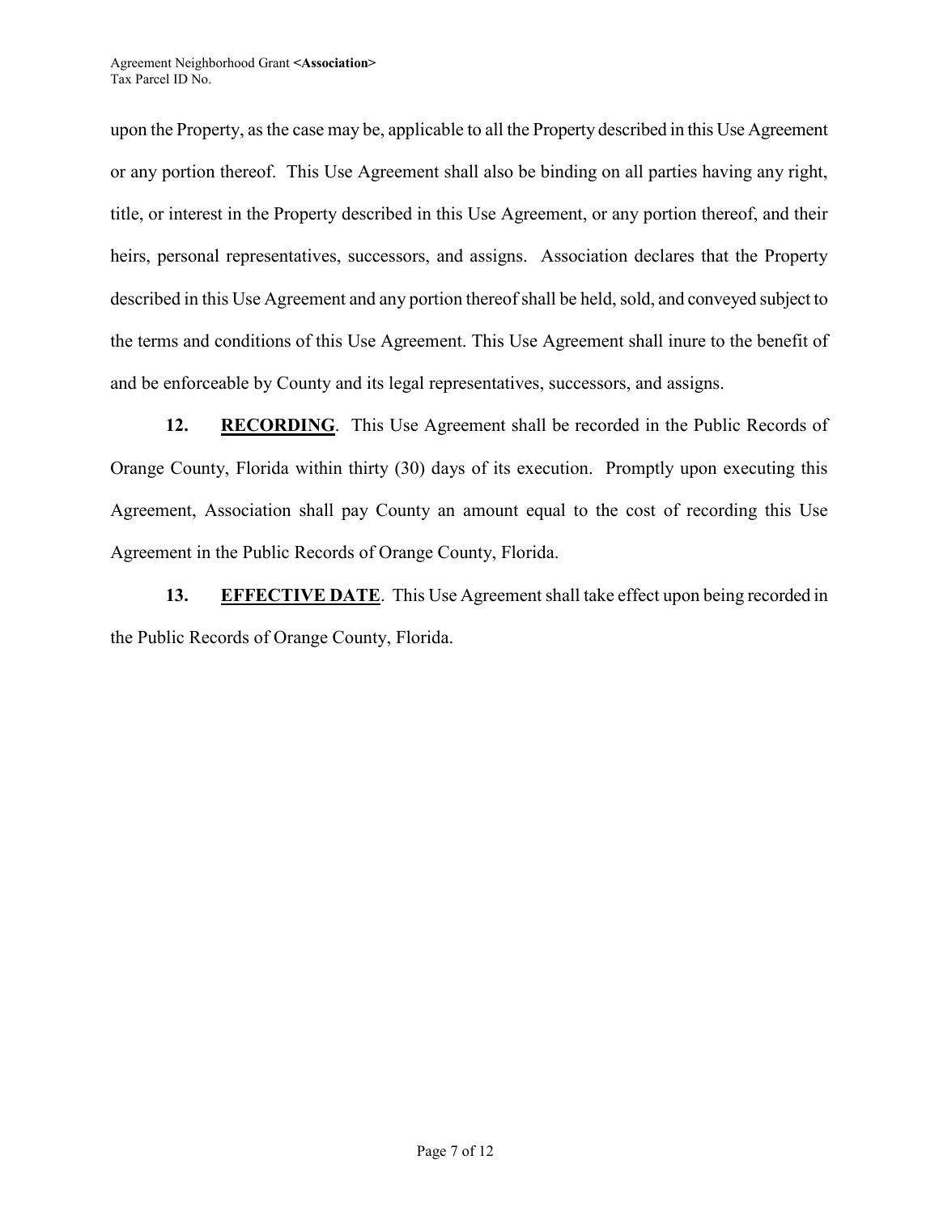upon the Property, as the case may be, applicable to all the Property described in this Use Agreement or any portion thereof. This Use Agreement shall also be binding on all parties having any right, title, or interest in the Property described in this Use Agreement, or any portion thereof, and their heirs, personal representatives, successors, and assigns. Association declares that the Property described in this Use Agreement and any portion thereof shall be held, sold, and conveyed subject to the terms and conditions of this Use Agreement. This Use Agreement shall inure to the benefit of and be enforceable by County and its legal representatives, successors, and assigns.

**12. RECORDING**. This Use Agreement shall be recorded in the Public Records of Orange County, Florida within thirty (30) days of its execution. Promptly upon executing this Agreement, Association shall pay County an amount equal to the cost of recording this Use Agreement in the Public Records of Orange County, Florida.

**13. EFFECTIVE DATE**. This Use Agreement shall take effect upon being recorded in the Public Records of Orange County, Florida.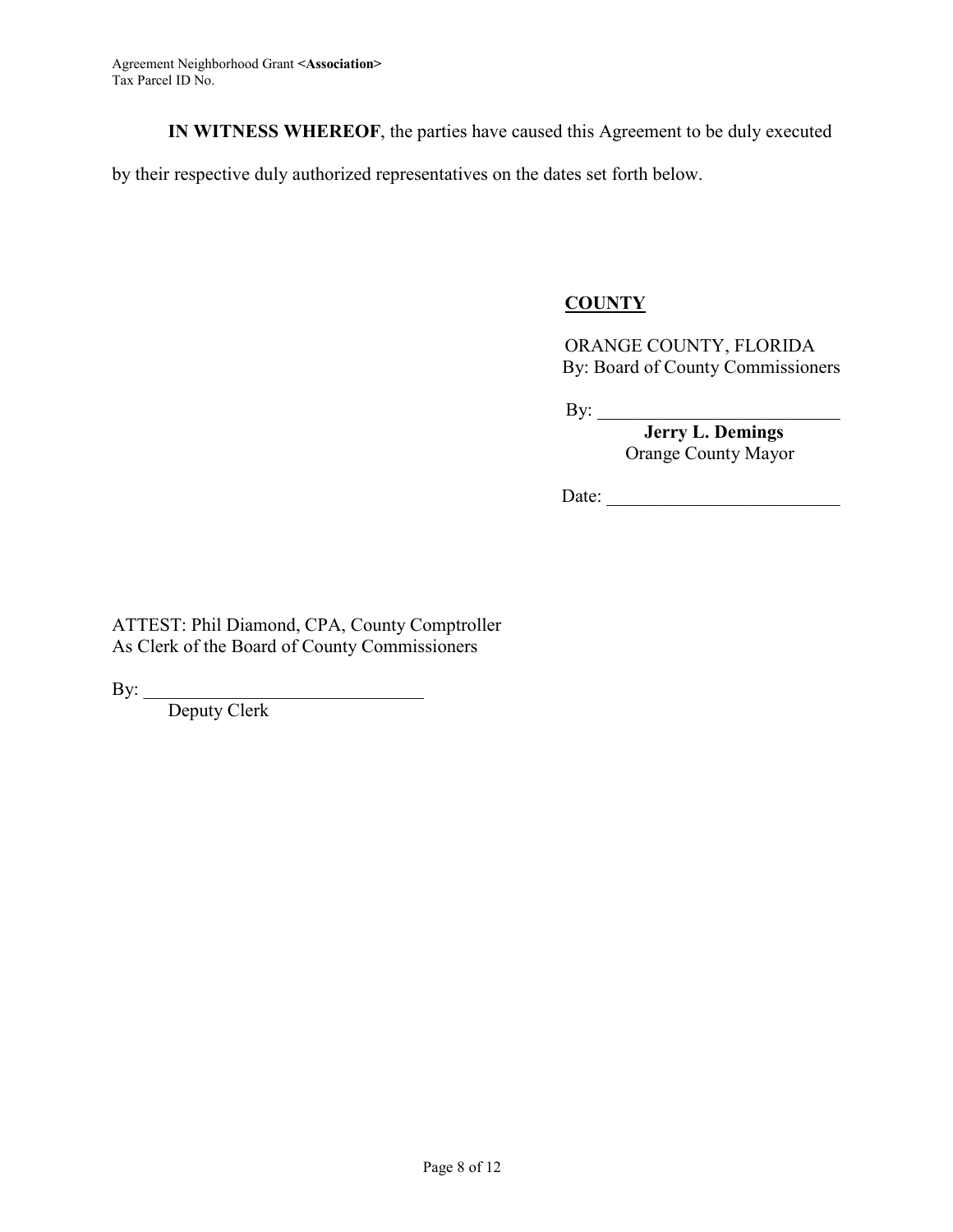**IN WITNESS WHEREOF**, the parties have caused this Agreement to be duly executed by their respective duly authorized representatives on the dates set forth below.

**COUNTY**

ORANGE COUNTY, FLORIDA
By: Board of County Commissioners

By: ___________________________
**Jerry L. Demings**
Orange County Mayor

Date: ___________________________

ATTEST: Phil Diamond, CPA, County Comptroller
As Clerk of the Board of County Commissioners

By: ________________________________
Deputy Clerk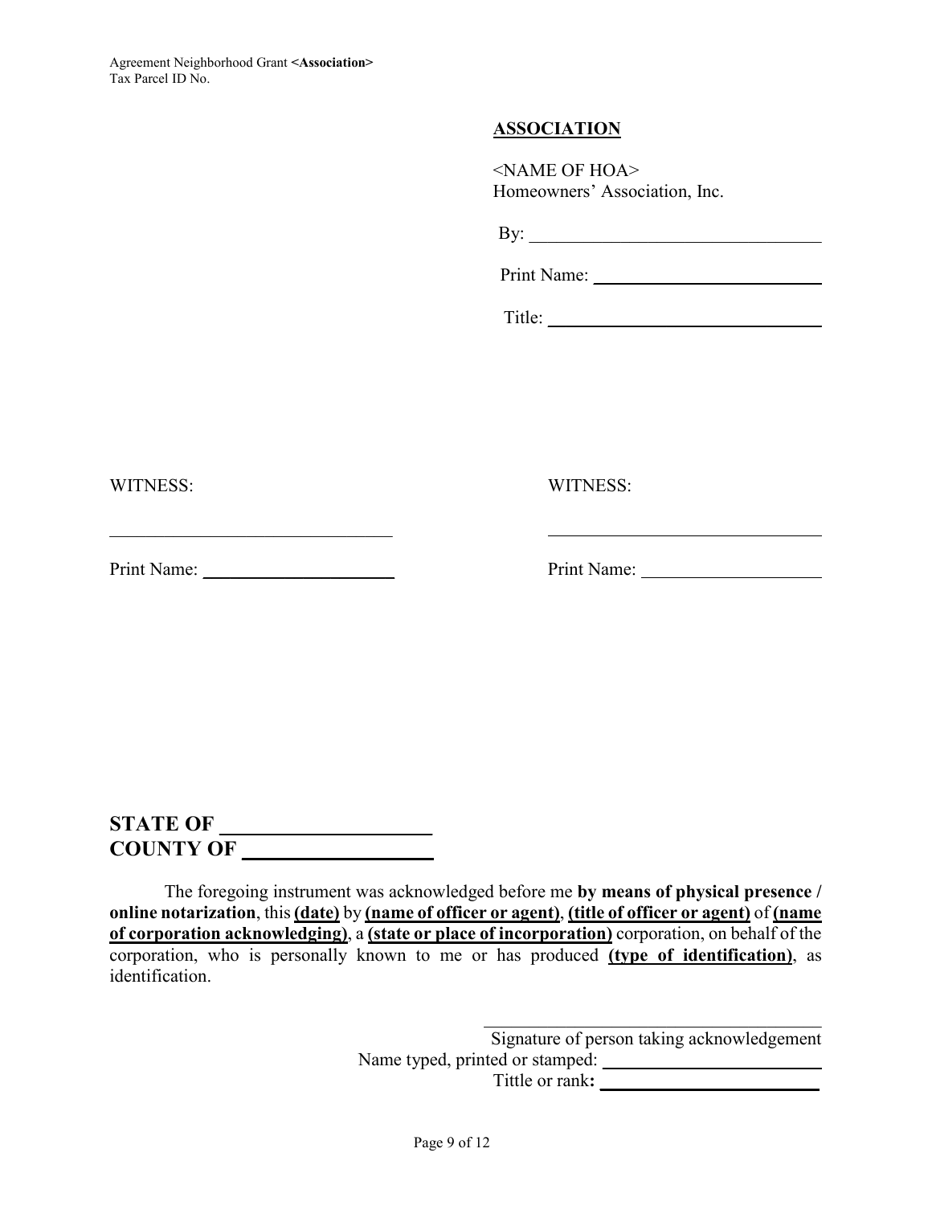**ASSOCIATION**

<NAME OF HOA>
Homeowners' Association, Inc.

By: ______________________________

Print Name: ______________________________

Title: ______________________________

WITNESS:

______________________________

Print Name: ______________________________

WITNESS:

______________________________

Print Name: ______________________________

**STATE OF ____________________**
**COUNTY OF __________________**

The foregoing instrument was acknowledged before me **by means of physical presence / online notarization**, this **(date)** by **(name of officer or agent)**, **(title of officer or agent)** of **(name of corporation acknowledging)**, a **(state or place of incorporation)** corporation, on behalf of the corporation, who is personally known to me or has produced **(type of identification)**, as identification.

______________________________
Signature of person taking acknowledgement
Name typed, printed or stamped: ______________________________
Tittle or rank**:** ______________________________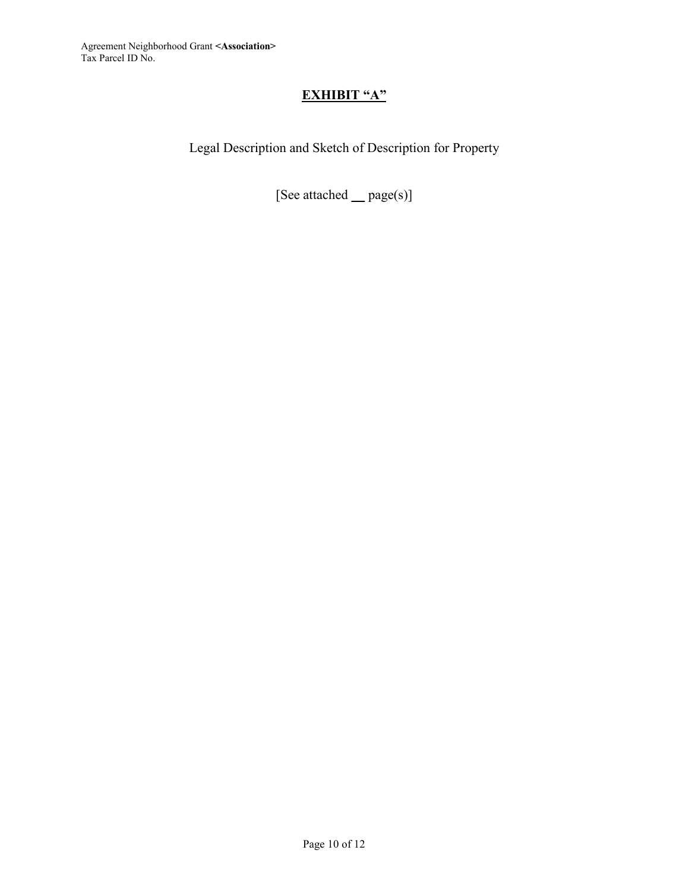# EXHIBIT "A"

Legal Description and Sketch of Description for Property

[See attached __ page(s)]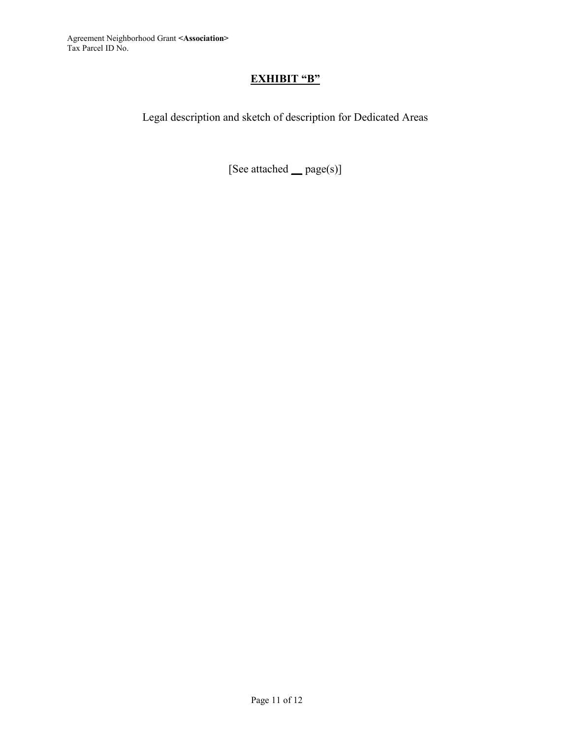# **EXHIBIT "B"**

Legal description and sketch of description for Dedicated Areas

[See attached __ page(s)]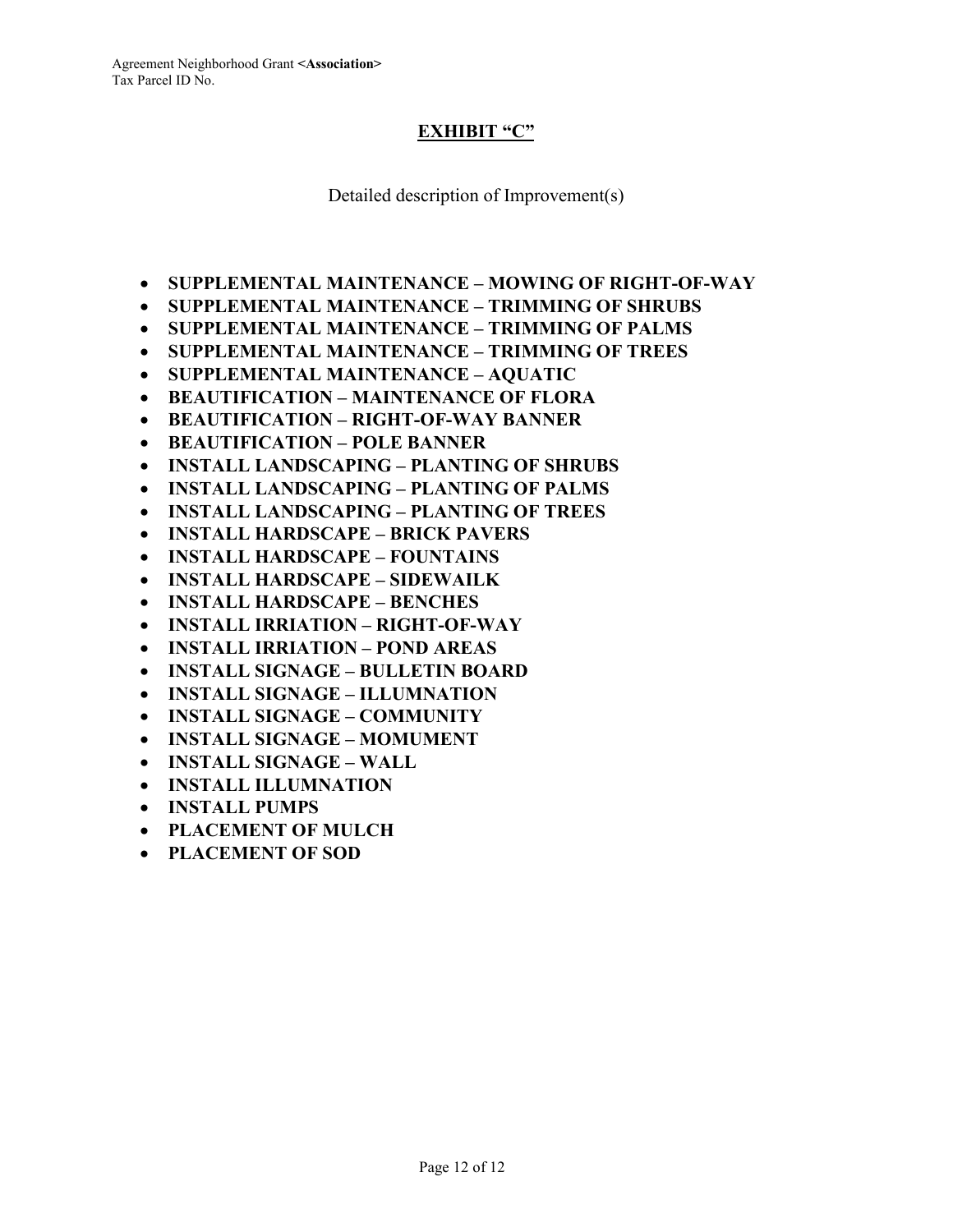## EXHIBIT "C"

Detailed description of Improvement(s)

- **SUPPLEMENTAL MAINTENANCE – MOWING OF RIGHT-OF-WAY**
- **SUPPLEMENTAL MAINTENANCE – TRIMMING OF SHRUBS**
- **SUPPLEMENTAL MAINTENANCE – TRIMMING OF PALMS**
- **SUPPLEMENTAL MAINTENANCE – TRIMMING OF TREES**
- **SUPPLEMENTAL MAINTENANCE – AQUATIC**
- **BEAUTIFICATION – MAINTENANCE OF FLORA**
- **BEAUTIFICATION – RIGHT-OF-WAY BANNER**
- **BEAUTIFICATION – POLE BANNER**
- **INSTALL LANDSCAPING – PLANTING OF SHRUBS**
- **INSTALL LANDSCAPING – PLANTING OF PALMS**
- **INSTALL LANDSCAPING – PLANTING OF TREES**
- **INSTALL HARDSCAPE – BRICK PAVERS**
- **INSTALL HARDSCAPE – FOUNTAINS**
- **INSTALL HARDSCAPE – SIDEWAILK**
- **INSTALL HARDSCAPE – BENCHES**
- **INSTALL IRRIATION – RIGHT-OF-WAY**
- **INSTALL IRRIATION – POND AREAS**
- **INSTALL SIGNAGE – BULLETIN BOARD**
- **INSTALL SIGNAGE – ILLUMNATION**
- **INSTALL SIGNAGE – COMMUNITY**
- **INSTALL SIGNAGE – MOMUMENT**
- **INSTALL SIGNAGE – WALL**
- **INSTALL ILLUMNATION**
- **INSTALL PUMPS**
- **PLACEMENT OF MULCH**
- **PLACEMENT OF SOD**